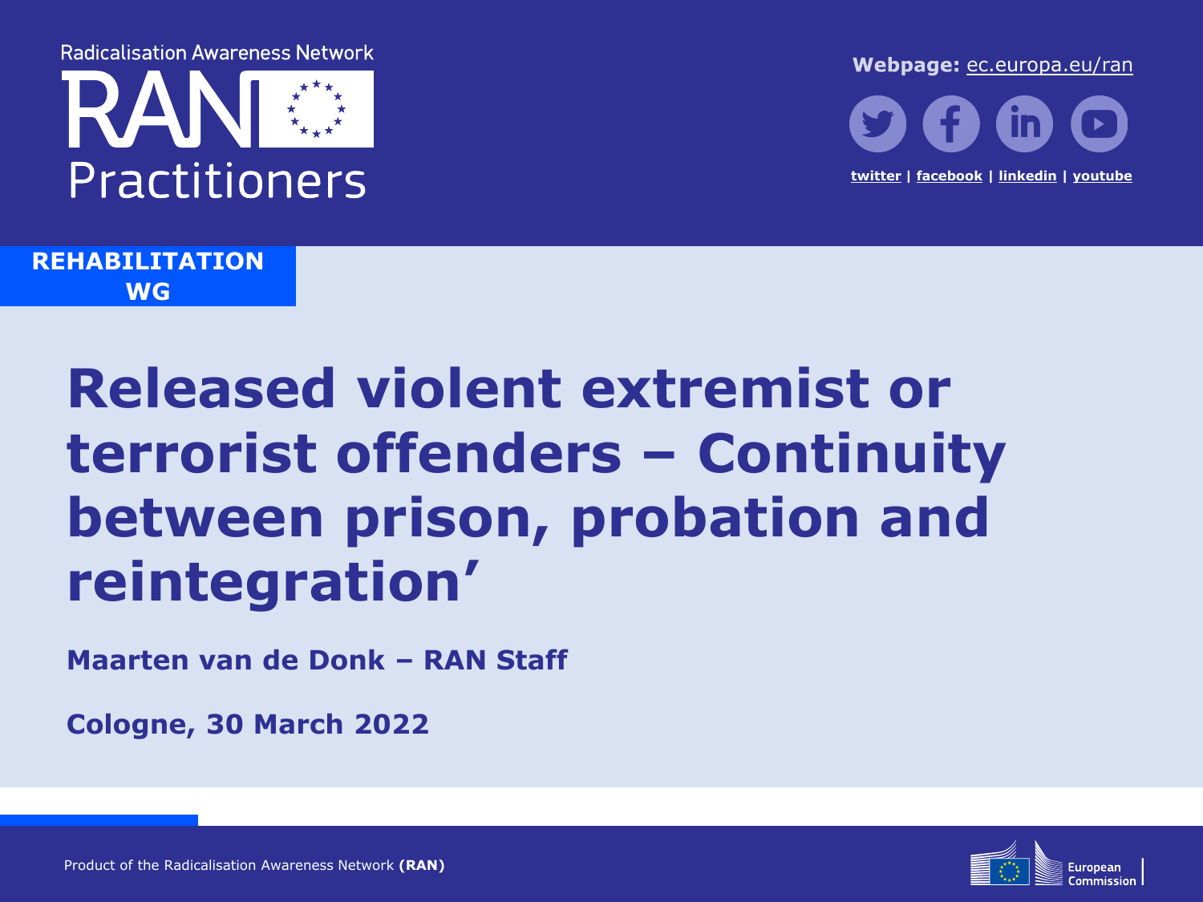Radicalisation Awareness Network

RAN Practitioners

**Webpage:** ec.europa.eu/ran

twitter | facebook | linkedin | youtube

**REHABILITATION WG**

# Released violent extremist or terrorist offenders – Continuity between prison, probation and reintegration'

**Maarten van de Donk – RAN Staff**

**Cologne, 30 March 2022**

Product of the Radicalisation Awareness Network **(RAN)**

European Commission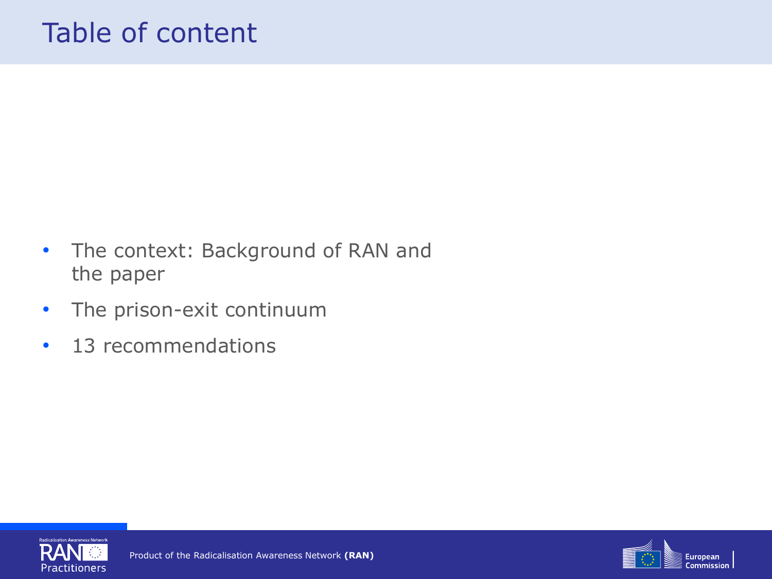# Table of content

- The context: Background of RAN and the paper
- The prison-exit continuum
- 13 recommendations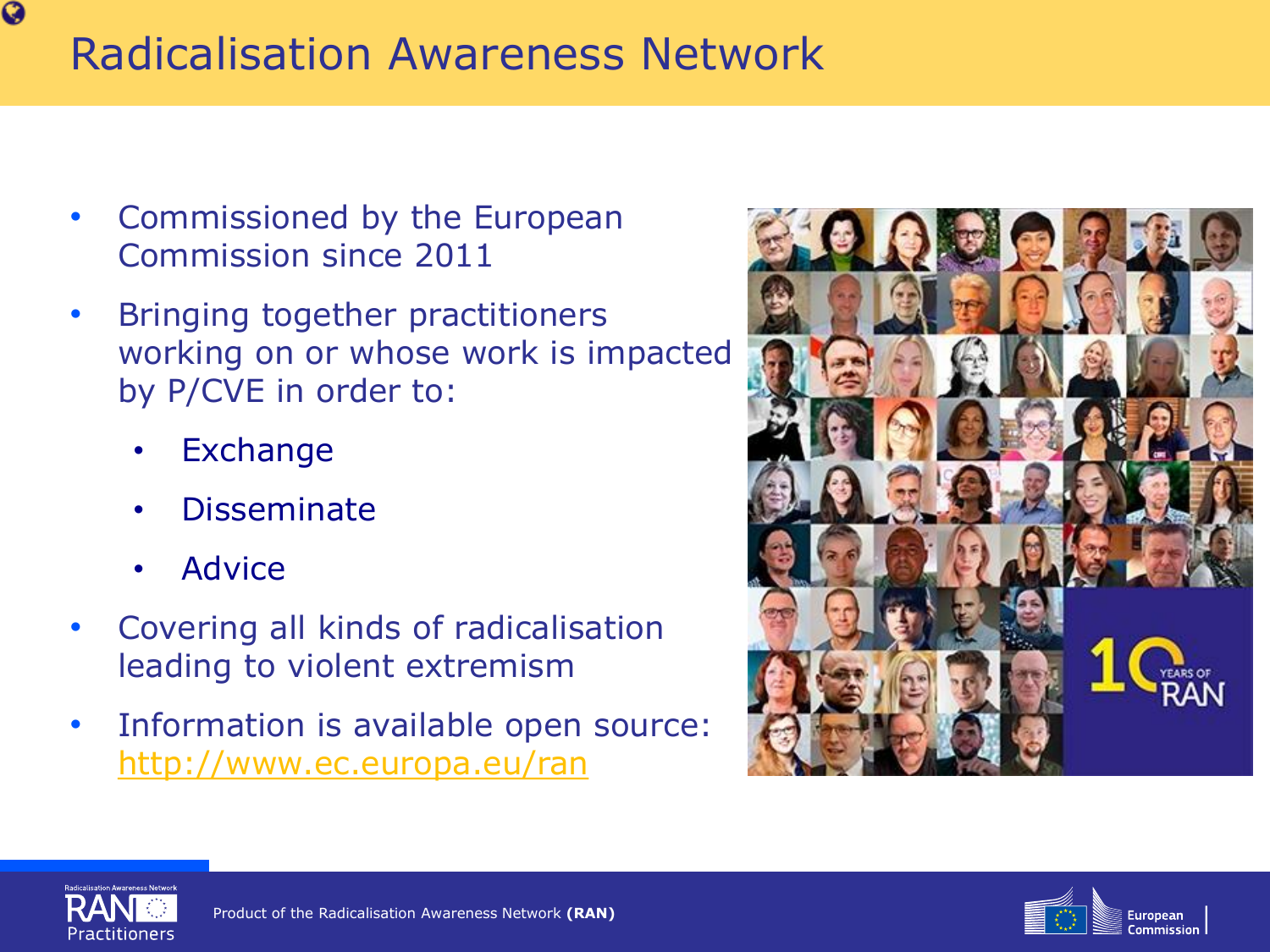# Radicalisation Awareness Network

- Commissioned by the European Commission since 2011
- Bringing together practitioners working on or whose work is impacted by P/CVE in order to:
  - Exchange
  - Disseminate
  - Advice
- Covering all kinds of radicalisation leading to violent extremism
- Information is available open source: [http://www.ec.europa.eu/ran](http://www.ec.europa.eu/ran)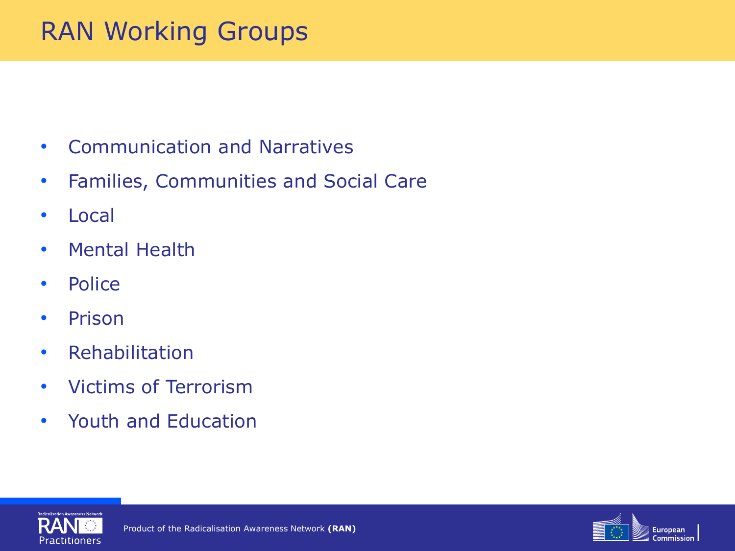# RAN Working Groups

- Communication and Narratives
- Families, Communities and Social Care
- Local
- Mental Health
- Police
- Prison
- Rehabilitation
- Victims of Terrorism
- Youth and Education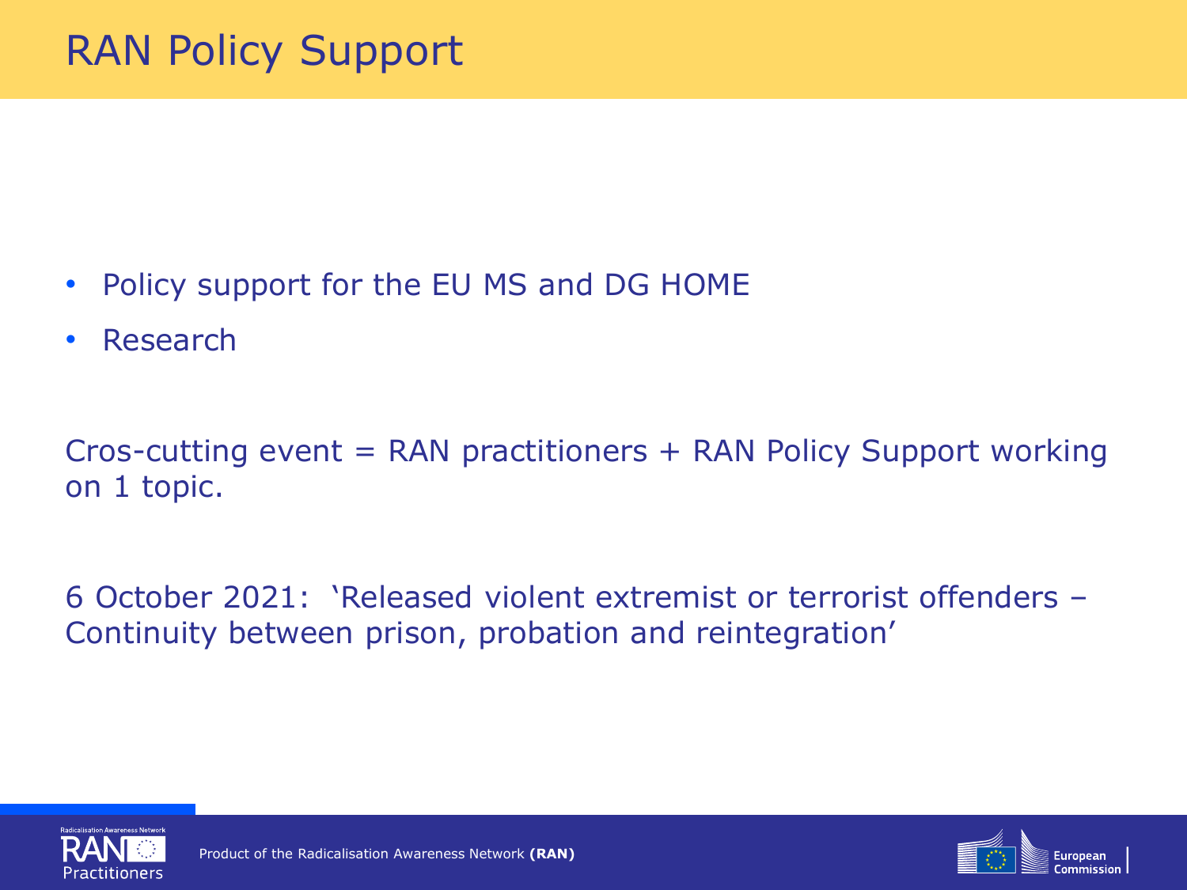# RAN Policy Support

- Policy support for the EU MS and DG HOME
- Research

Cros-cutting event = RAN practitioners + RAN Policy Support working on 1 topic.

6 October 2021: 'Released violent extremist or terrorist offenders – Continuity between prison, probation and reintegration'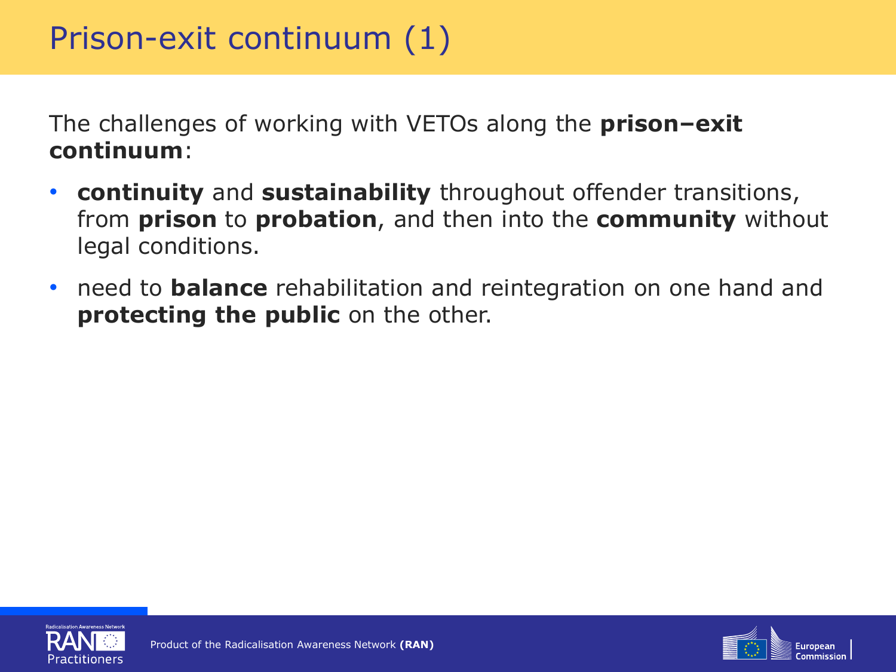# Prison-exit continuum (1)

The challenges of working with VETOs along the **prison–exit continuum**:

- **continuity** and **sustainability** throughout offender transitions, from **prison** to **probation**, and then into the **community** without legal conditions.
- need to **balance** rehabilitation and reintegration on one hand and **protecting the public** on the other.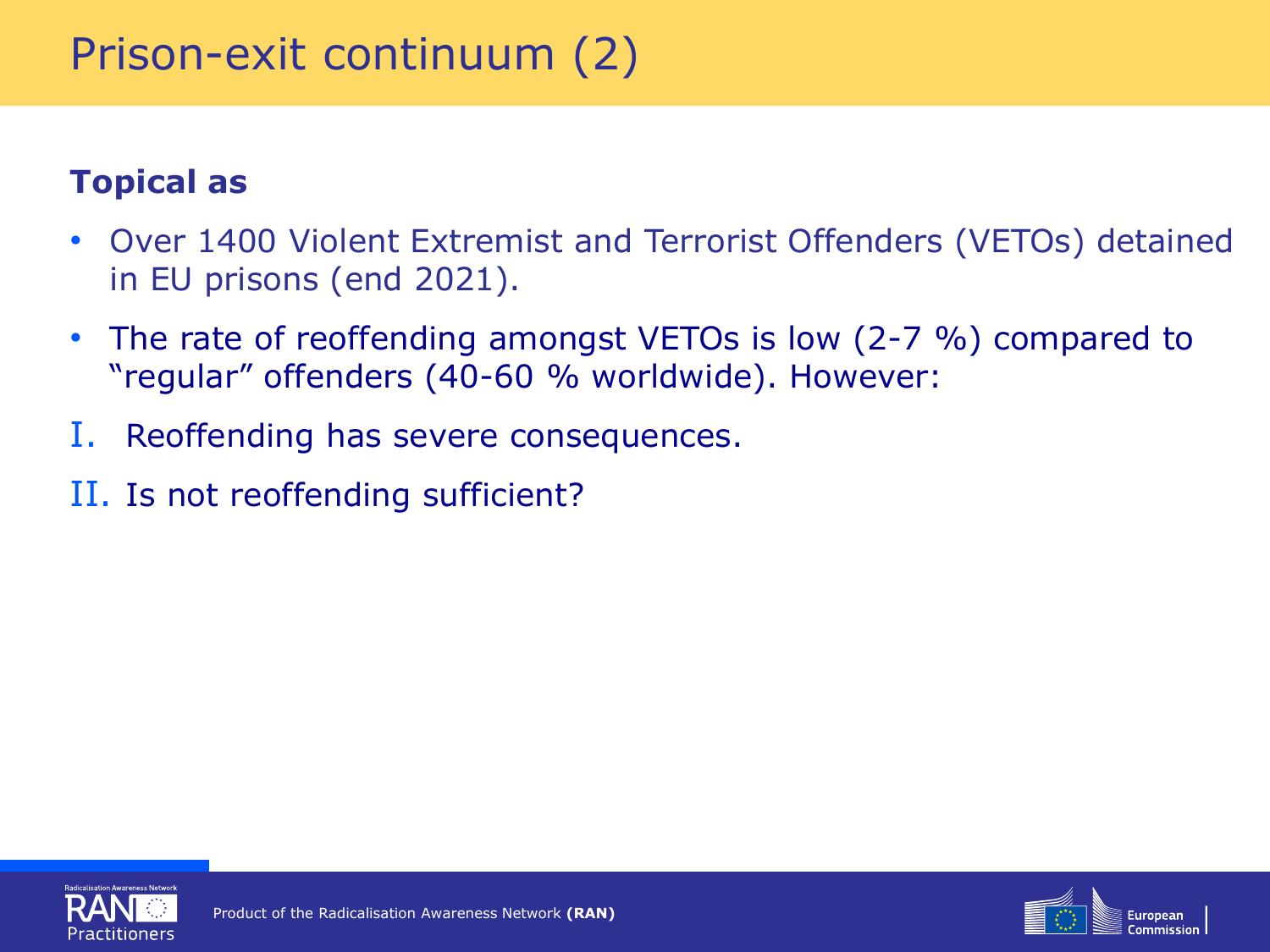# Prison-exit continuum (2)

**Topical as**

- Over 1400 Violent Extremist and Terrorist Offenders (VETOs) detained in EU prisons (end 2021).
- The rate of reoffending amongst VETOs is low (2-7 %) compared to “regular” offenders (40-60 % worldwide). However:

I. Reoffending has severe consequences.

II. Is not reoffending sufficient?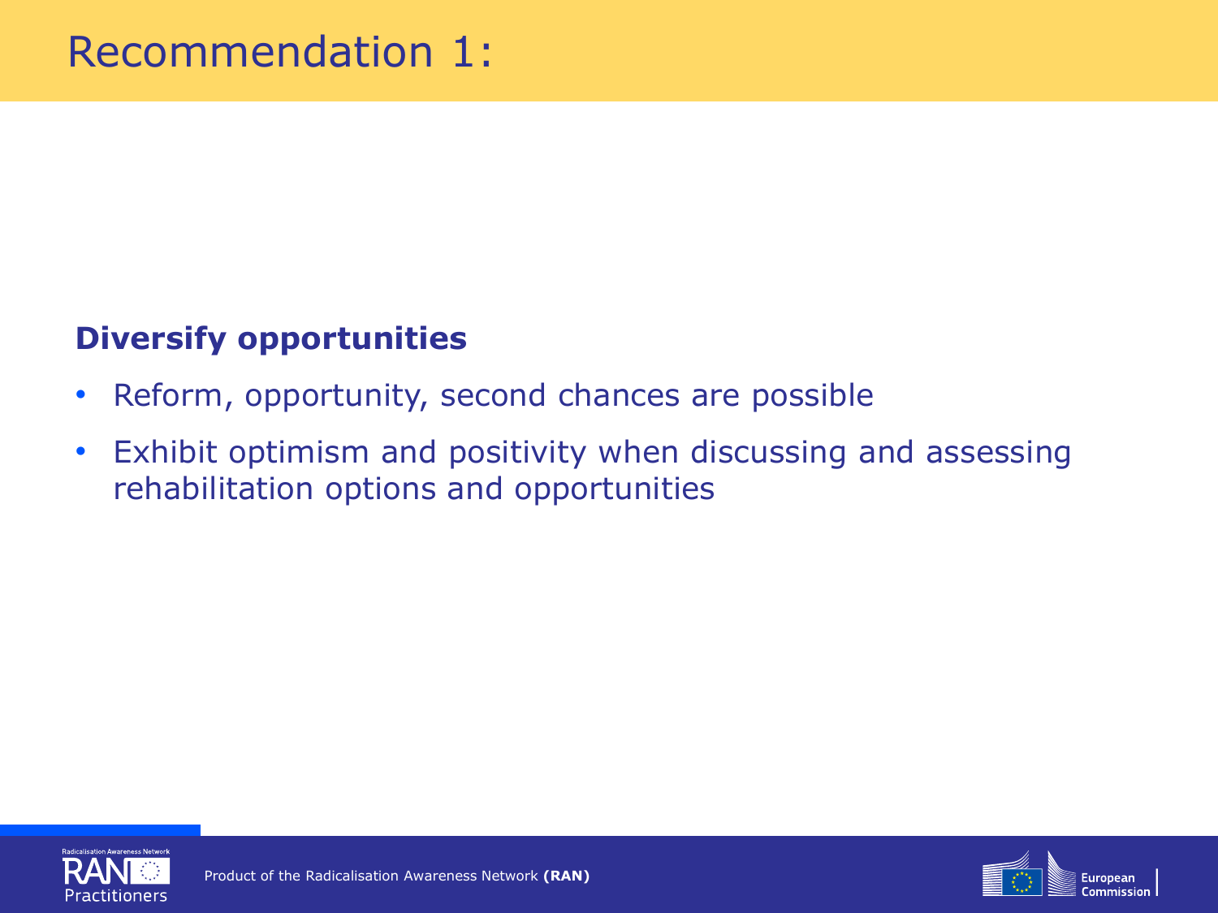# Recommendation 1:

**Diversify opportunities**

- Reform, opportunity, second chances are possible
- Exhibit optimism and positivity when discussing and assessing rehabilitation options and opportunities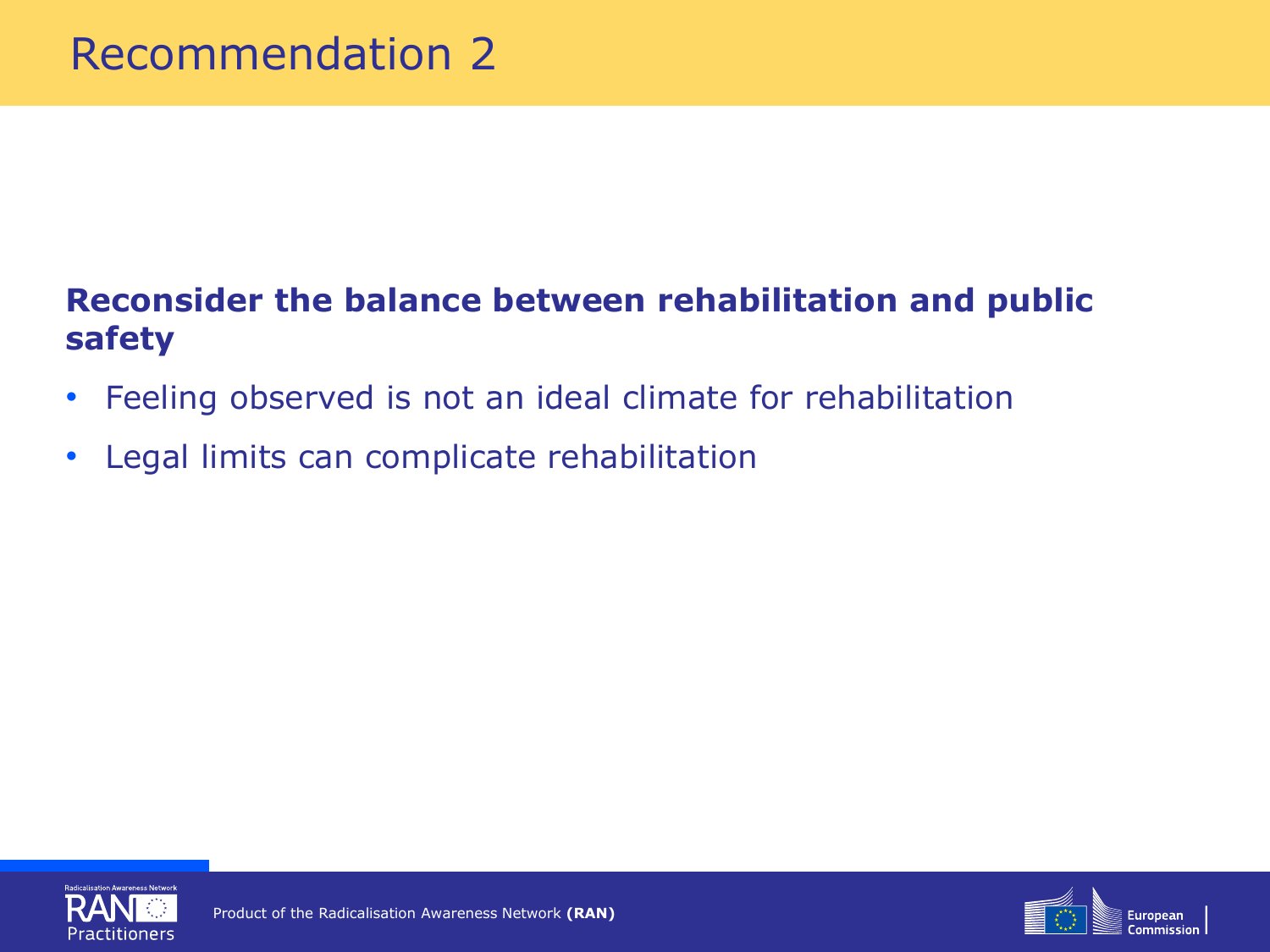# Recommendation 2

**Reconsider the balance between rehabilitation and public safety**

- Feeling observed is not an ideal climate for rehabilitation
- Legal limits can complicate rehabilitation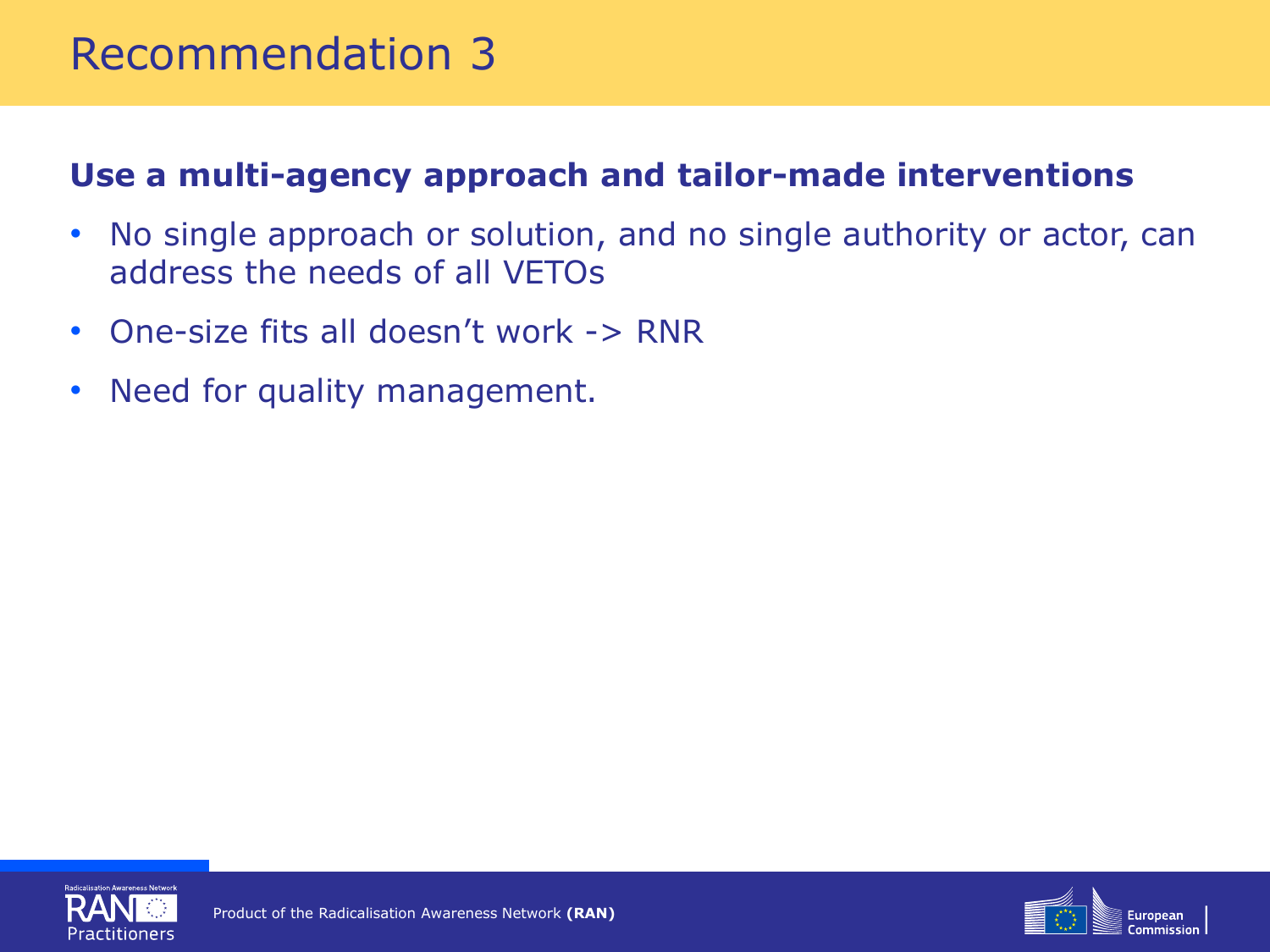# Recommendation 3

**Use a multi-agency approach and tailor-made interventions**

- No single approach or solution, and no single authority or actor, can address the needs of all VETOs
- One-size fits all doesn't work -> RNR
- Need for quality management.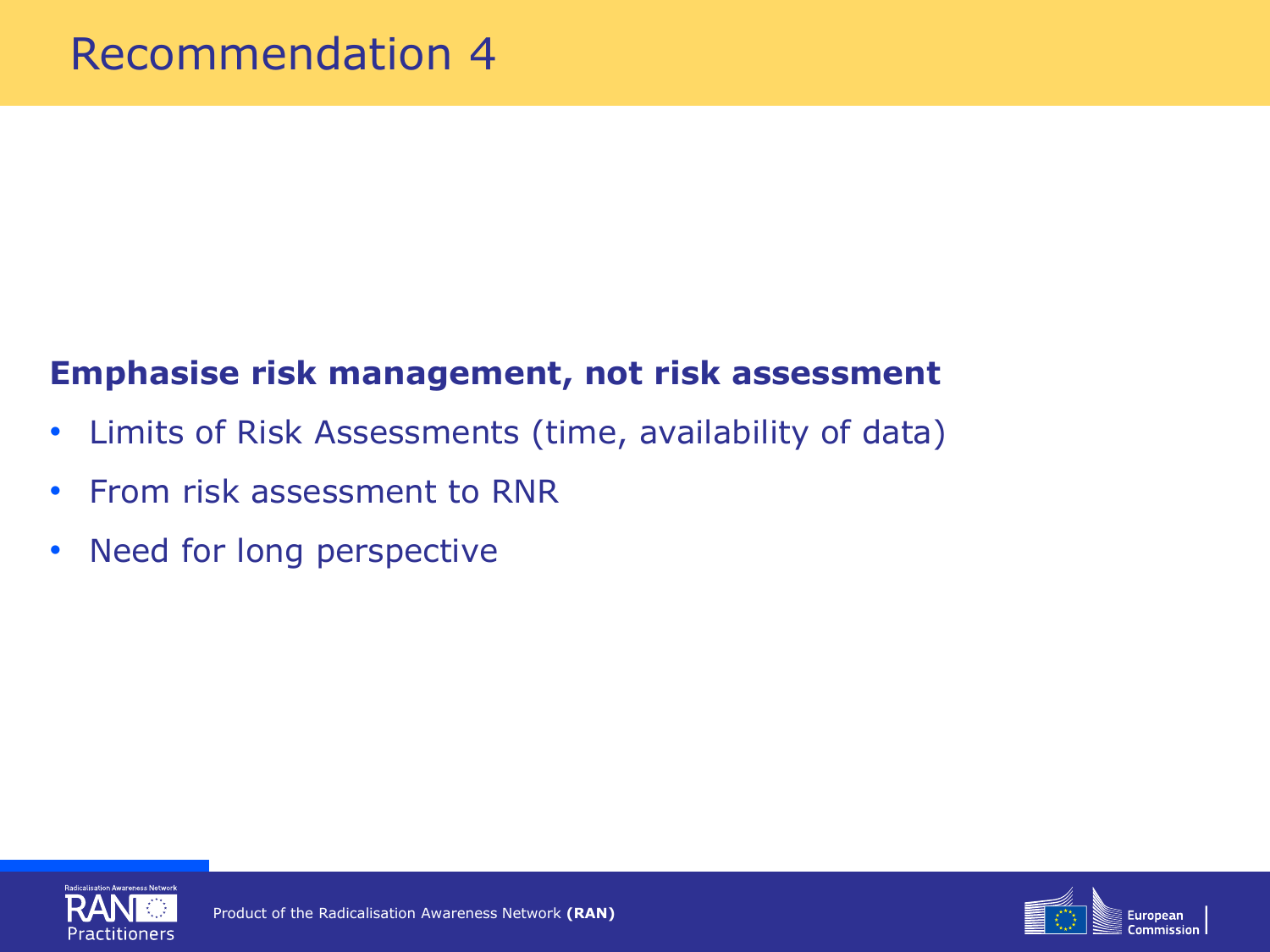# Recommendation 4

**Emphasise risk management, not risk assessment**

- Limits of Risk Assessments (time, availability of data)
- From risk assessment to RNR
- Need for long perspective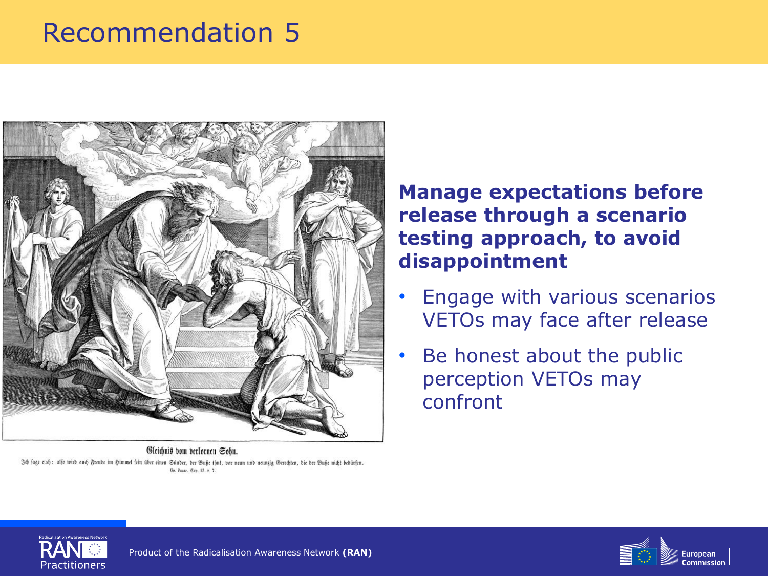# Recommendation 5

Gleichnis vom verlornen Sohn.

Ich sage euch: also wird auch Freude im Himmel sein über einen Sünder, der Buße thut, vor neun und neunzig Gerechten, die der Buße nicht bedürfen.

Ev. Lucae, Cap. 15, v. 7.

**Manage expectations before release through a scenario testing approach, to avoid disappointment**

- Engage with various scenarios VETOs may face after release
- Be honest about the public perception VETOs may confront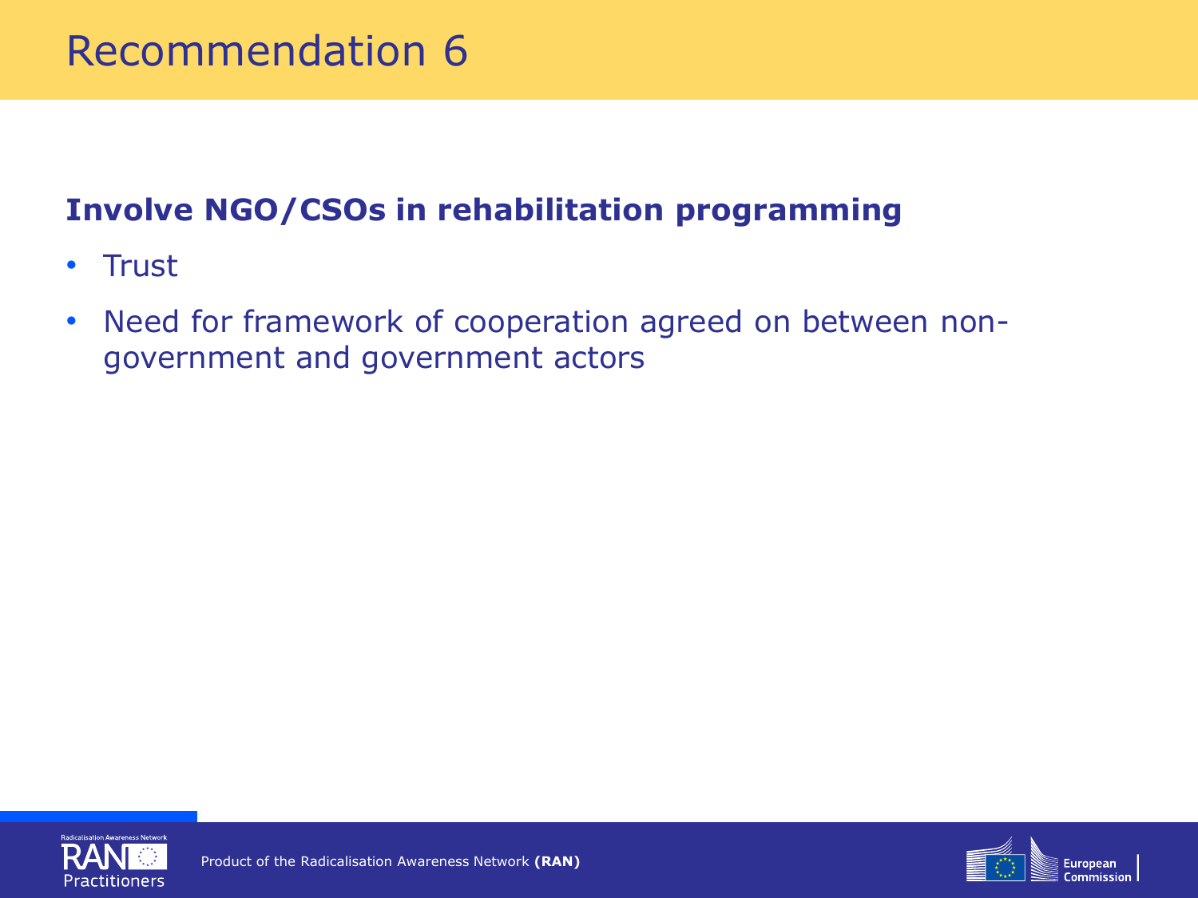# Recommendation 6

**Involve NGO/CSOs in rehabilitation programming**

- Trust
- Need for framework of cooperation agreed on between non-government and government actors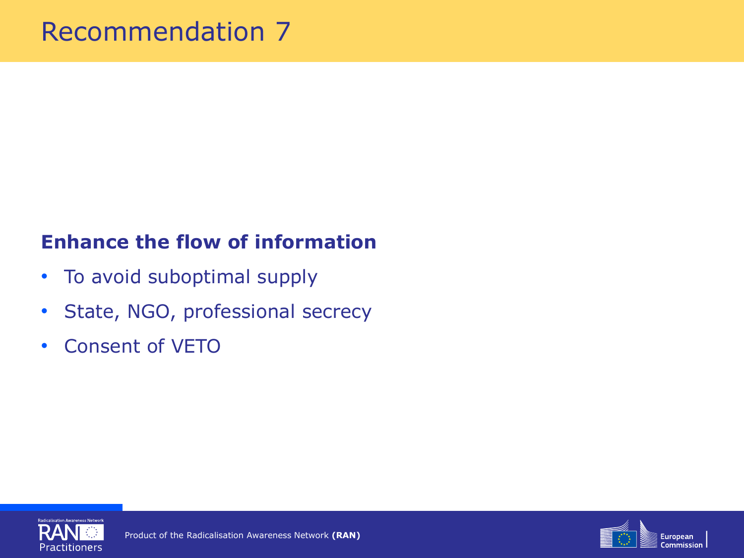# Recommendation 7

**Enhance the flow of information**

- To avoid suboptimal supply
- State, NGO, professional secrecy
- Consent of VETO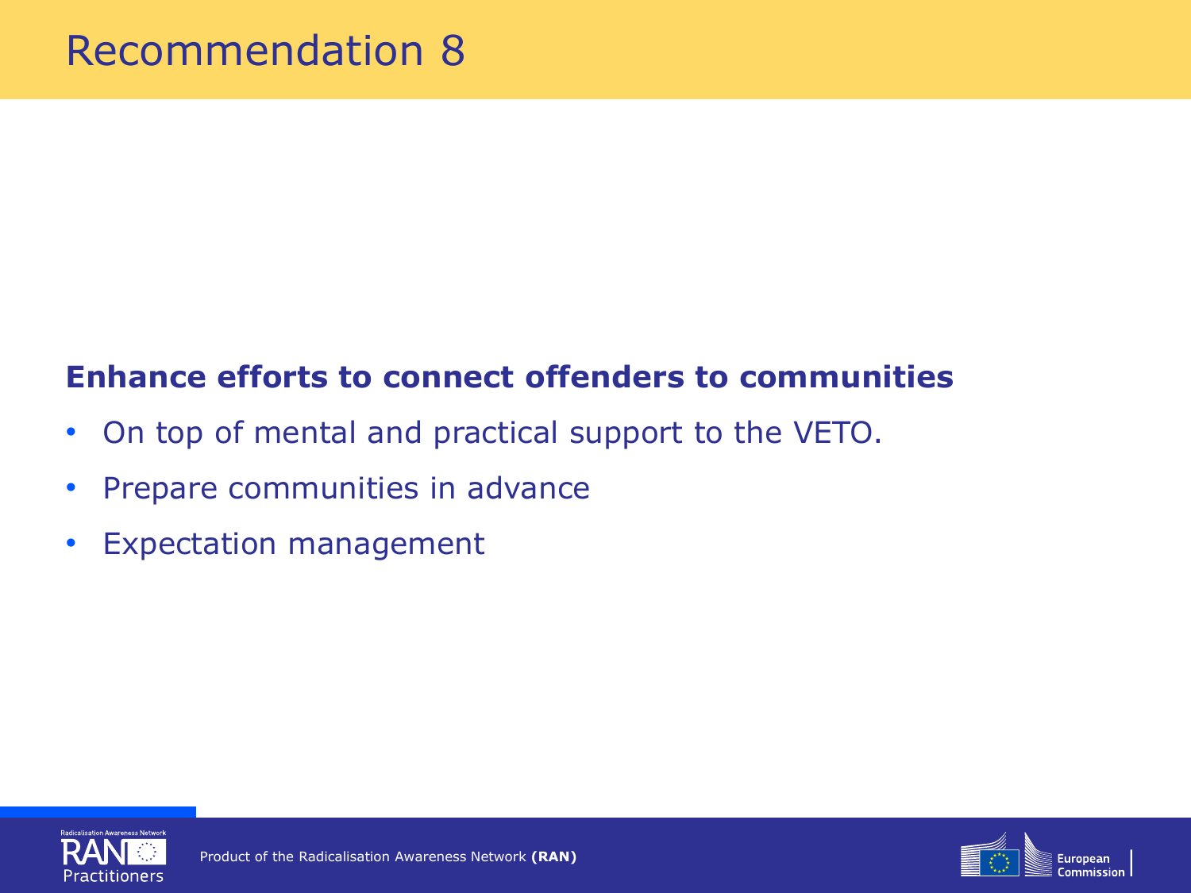# Recommendation 8

**Enhance efforts to connect offenders to communities**

- On top of mental and practical support to the VETO.
- Prepare communities in advance
- Expectation management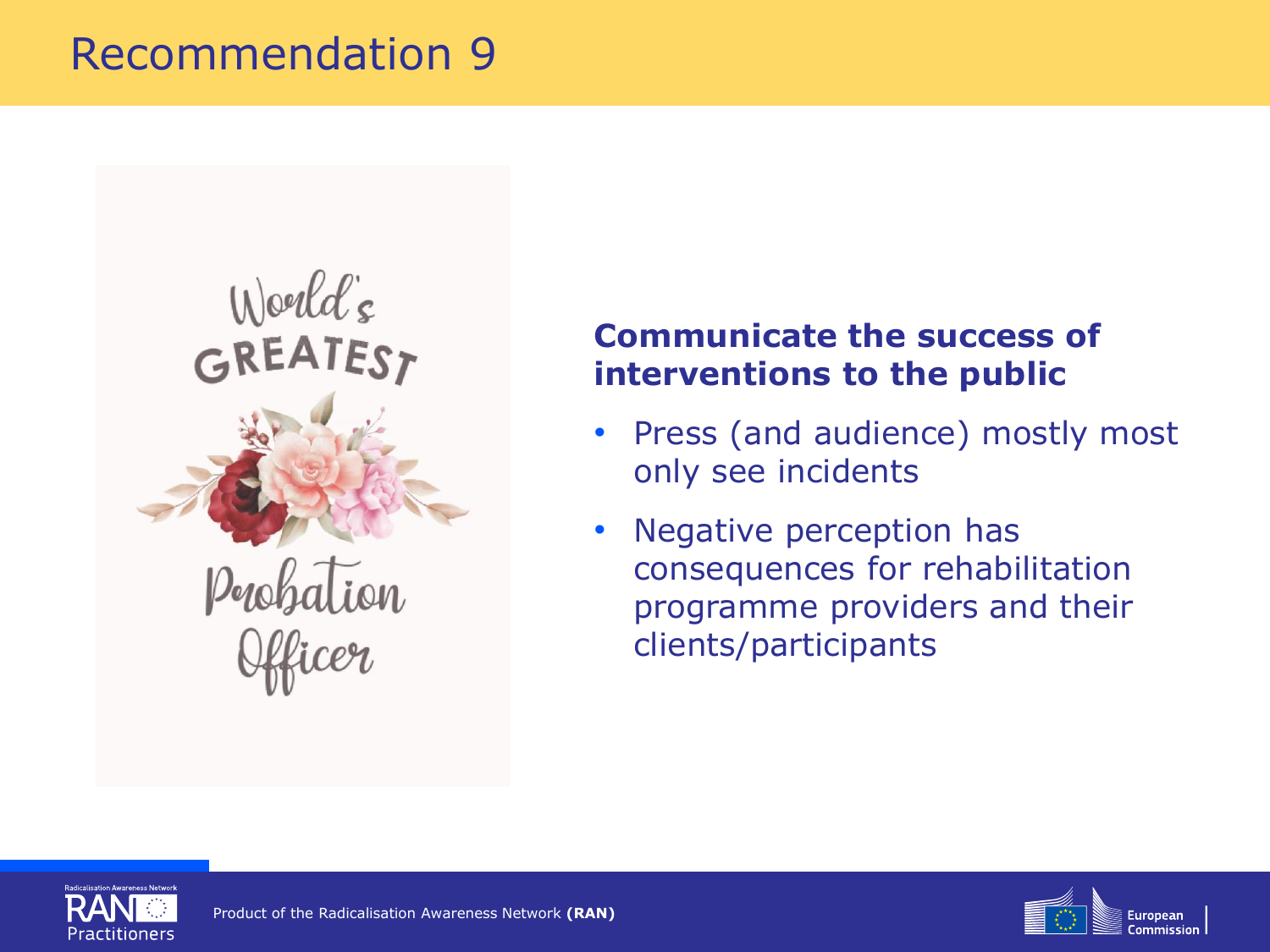# Recommendation 9

**Communicate the success of interventions to the public**

- Press (and audience) mostly most only see incidents
- Negative perception has consequences for rehabilitation programme providers and their clients/participants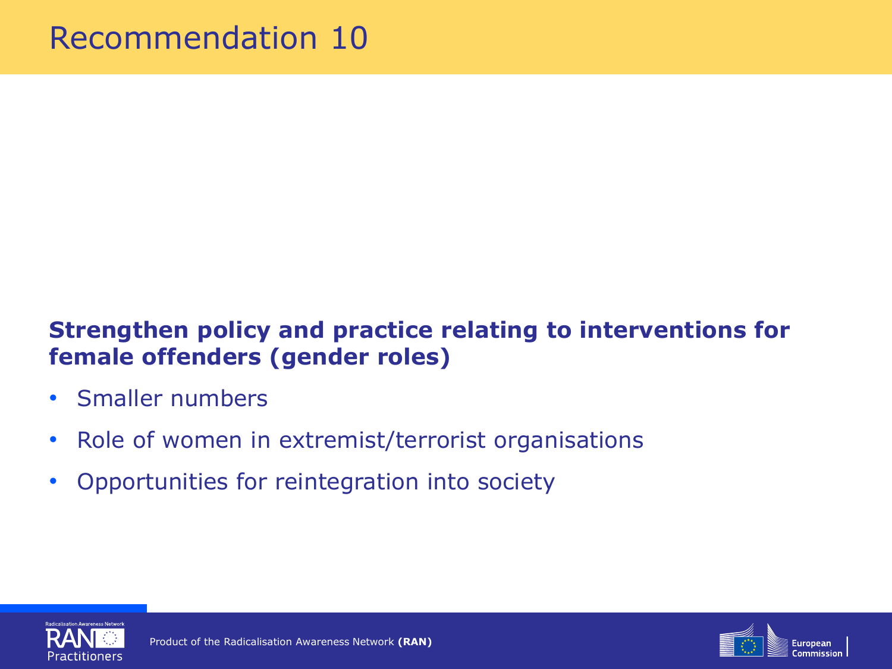# Recommendation 10

**Strengthen policy and practice relating to interventions for female offenders (gender roles)**

- Smaller numbers
- Role of women in extremist/terrorist organisations
- Opportunities for reintegration into society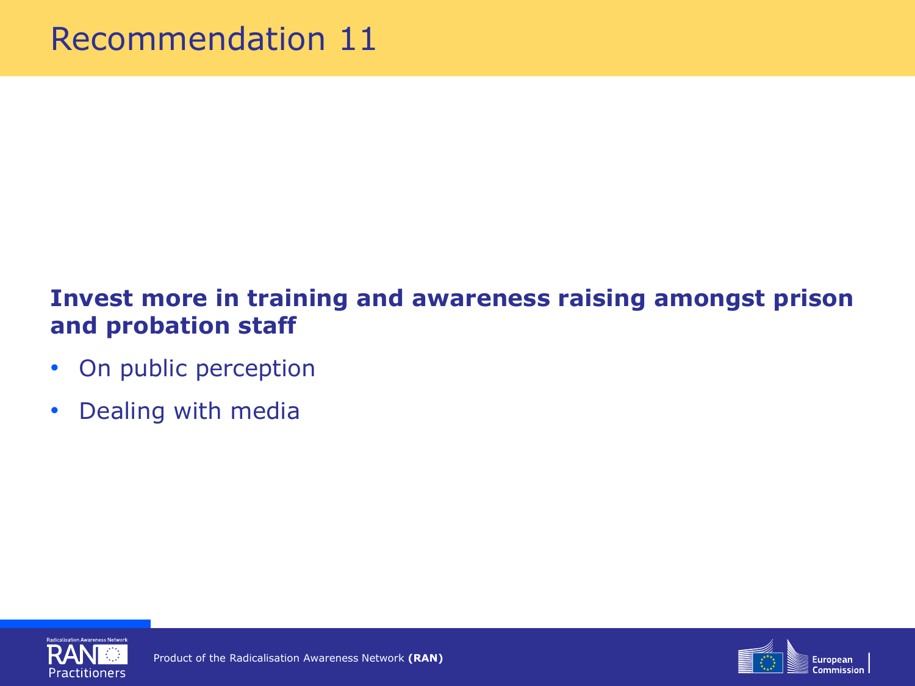# Recommendation 11

**Invest more in training and awareness raising amongst prison and probation staff**

- On public perception
- Dealing with media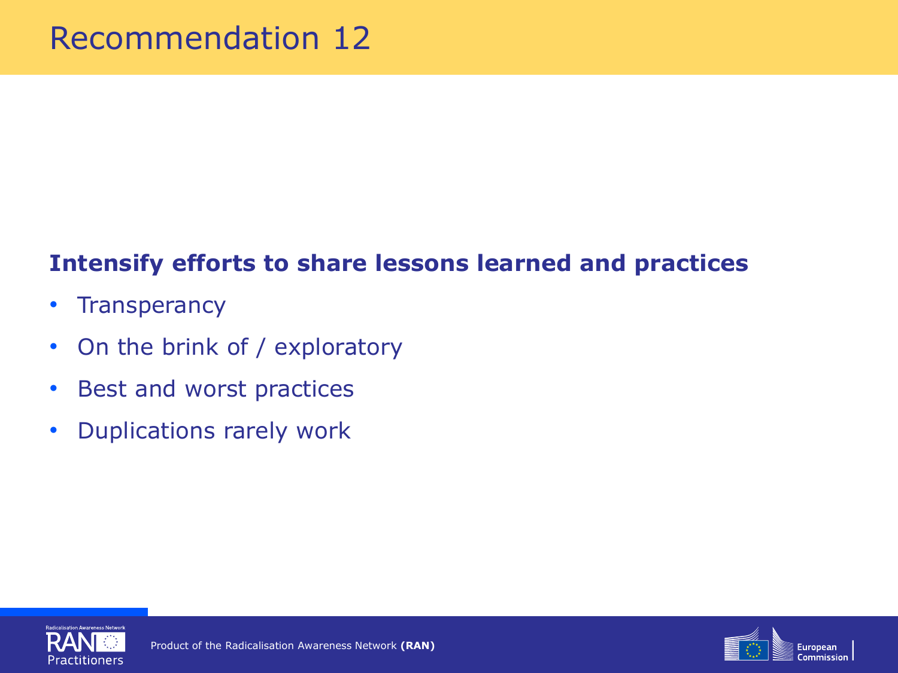# Recommendation 12

**Intensify efforts to share lessons learned and practices**

- Transperancy
- On the brink of / exploratory
- Best and worst practices
- Duplications rarely work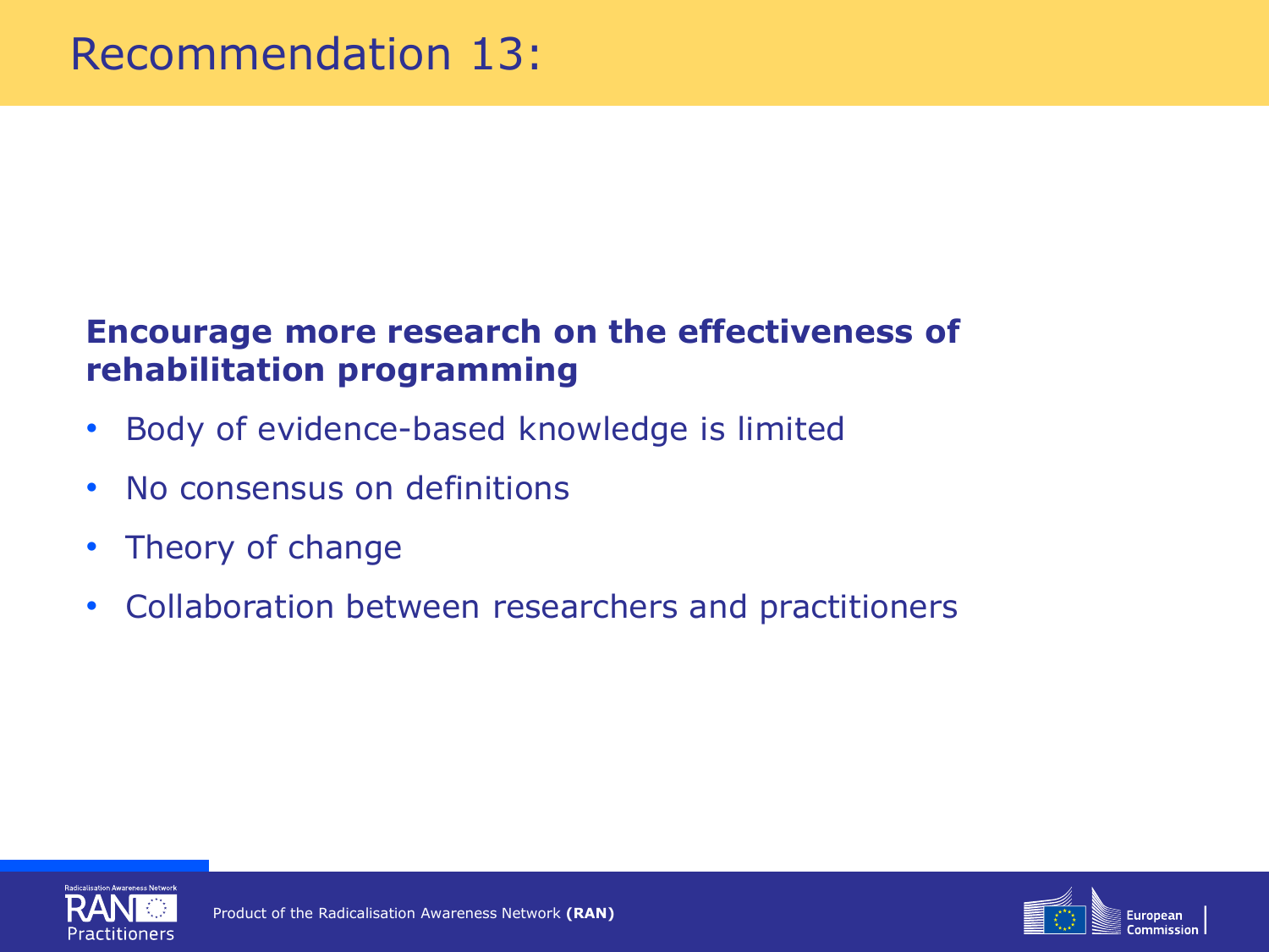# Recommendation 13:

**Encourage more research on the effectiveness of rehabilitation programming**

- Body of evidence-based knowledge is limited
- No consensus on definitions
- Theory of change
- Collaboration between researchers and practitioners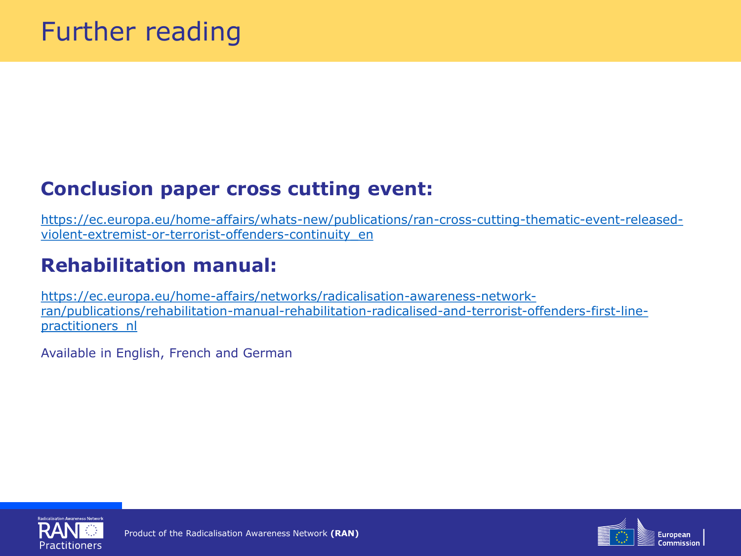# Further reading

## Conclusion paper cross cutting event:

https://ec.europa.eu/home-affairs/whats-new/publications/ran-cross-cutting-thematic-event-released-violent-extremist-or-terrorist-offenders-continuity_en

## Rehabilitation manual:

https://ec.europa.eu/home-affairs/networks/radicalisation-awareness-network-ran/publications/rehabilitation-manual-rehabilitation-radicalised-and-terrorist-offenders-first-line-practitioners_nl

Available in English, French and German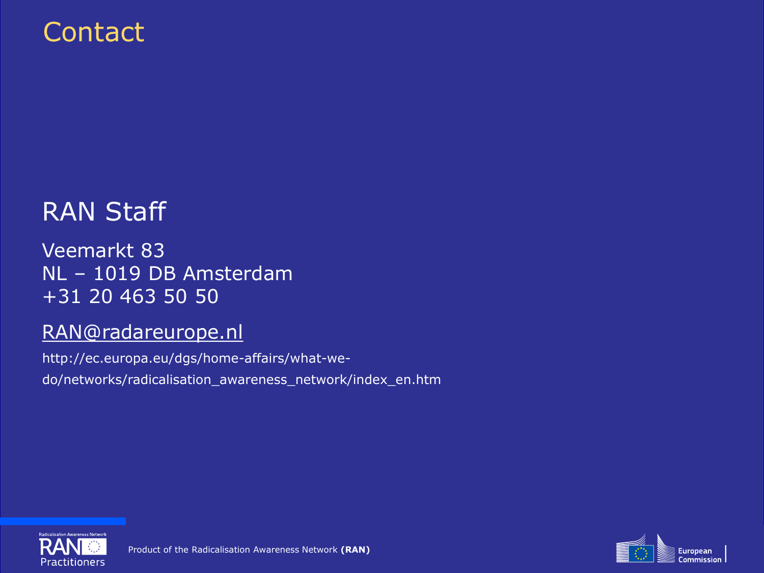# Contact

## RAN Staff

Veemarkt 83
NL – 1019 DB Amsterdam
+31 20 463 50 50

RAN@radareurope.nl

http://ec.europa.eu/dgs/home-affairs/what-we-do/networks/radicalisation_awareness_network/index_en.htm

Product of the Radicalisation Awareness Network **(RAN)**